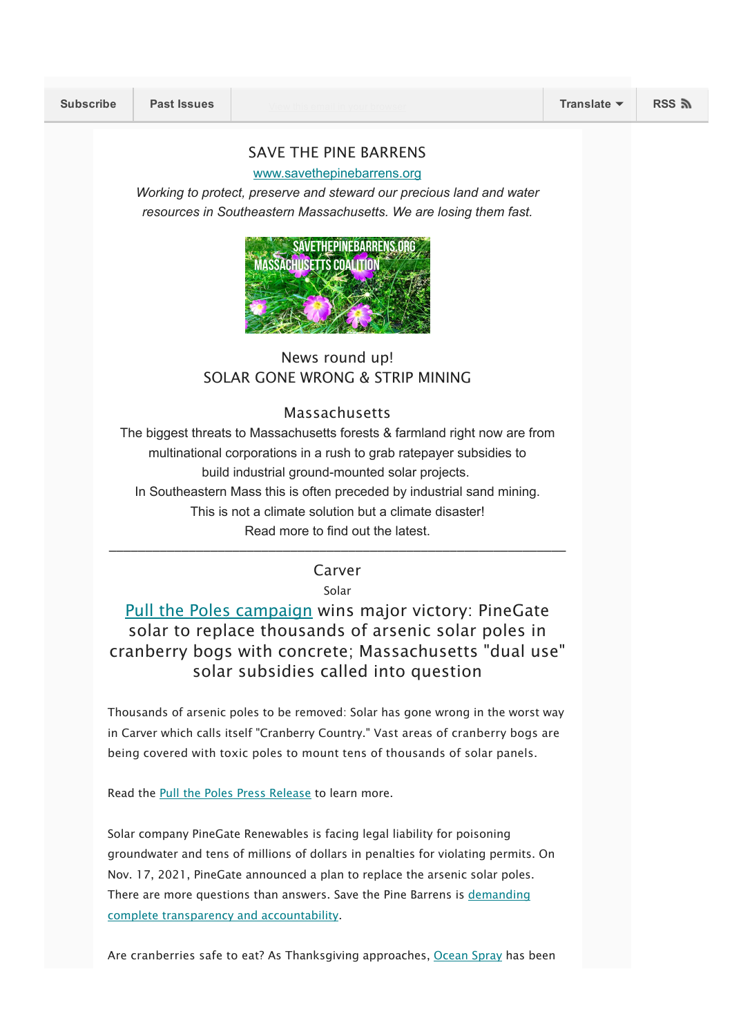Subscribe | Past Issues | Translate | RSS

# SAVE THE PINE BARRENS

www.savethepinebarrens.org

*Working to protect, preserve and steward our precious land and water resources in Southeastern Massachusetts. We are losing them fast.*

## News round up!
## SOLAR GONE WRONG & STRIP MINING

### Massachusetts

The biggest threats to Massachusetts forests & farmland right now are from multinational corporations in a rush to grab ratepayer subsidies to build industrial ground-mounted solar projects.
In Southeastern Mass this is often preceded by industrial sand mining.
This is not a climate solution but a climate disaster!
Read more to find out the latest.

---

### Carver

Solar

## Pull the Poles campaign wins major victory: PineGate solar to replace thousands of arsenic solar poles in cranberry bogs with concrete; Massachusetts "dual use" solar subsidies called into question

Thousands of arsenic poles to be removed: Solar has gone wrong in the worst way in Carver which calls itself "Cranberry Country." Vast areas of cranberry bogs are being covered with toxic poles to mount tens of thousands of solar panels.

Read the Pull the Poles Press Release to learn more.

Solar company PineGate Renewables is facing legal liability for poisoning groundwater and tens of millions of dollars in penalties for violating permits. On Nov. 17, 2021, PineGate announced a plan to replace the arsenic solar poles. There are more questions than answers. Save the Pine Barrens is demanding complete transparency and accountability.

Are cranberries safe to eat? As Thanksgiving approaches, Ocean Spray has been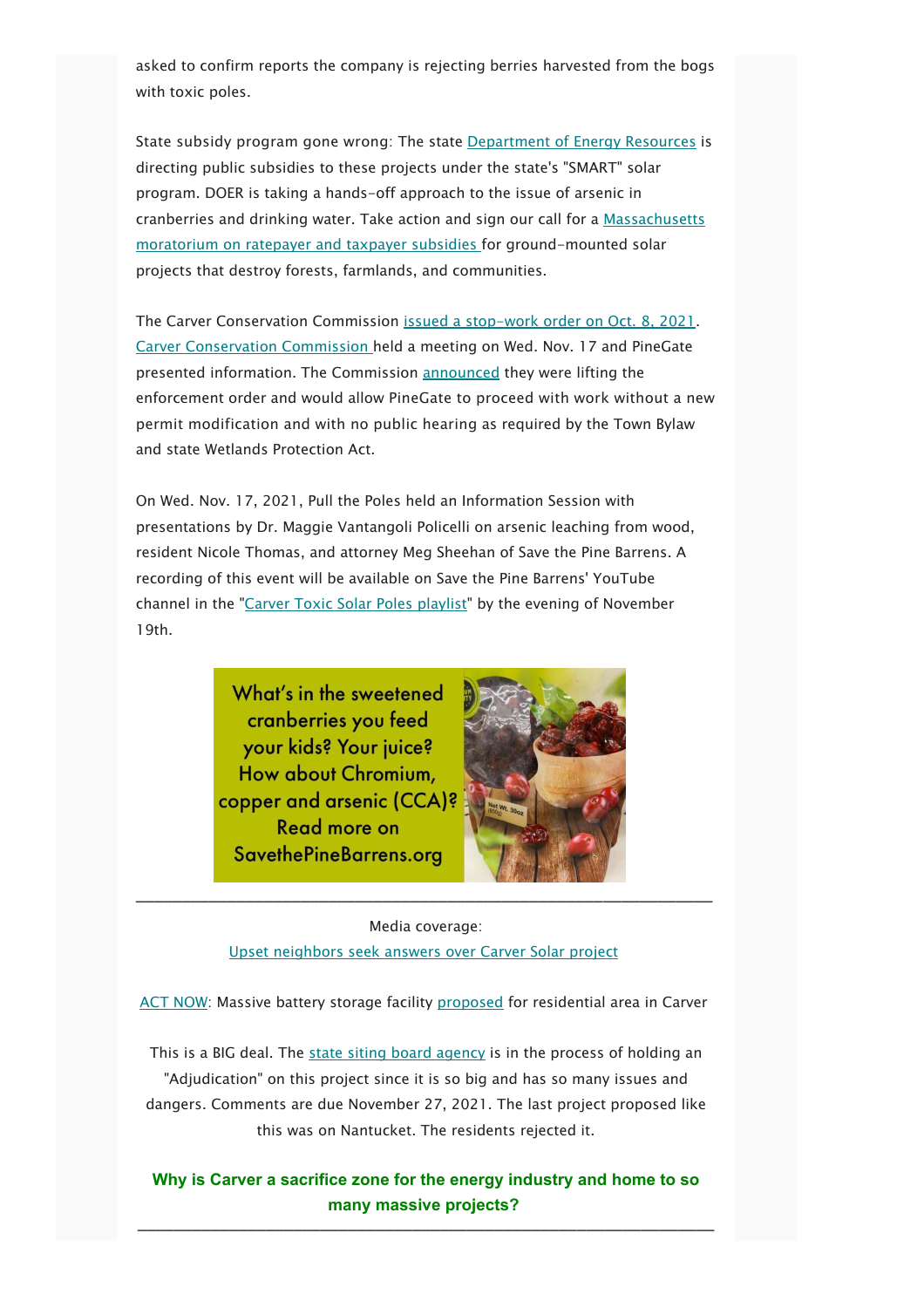asked to confirm reports the company is rejecting berries harvested from the bogs with toxic poles.

State subsidy program gone wrong: The state Department of Energy Resources is directing public subsidies to these projects under the state's "SMART" solar program. DOER is taking a hands-off approach to the issue of arsenic in cranberries and drinking water. Take action and sign our call for a Massachusetts moratorium on ratepayer and taxpayer subsidies for ground-mounted solar projects that destroy forests, farmlands, and communities.

The Carver Conservation Commission issued a stop-work order on Oct. 8, 2021. Carver Conservation Commission held a meeting on Wed. Nov. 17 and PineGate presented information. The Commission announced they were lifting the enforcement order and would allow PineGate to proceed with work without a new permit modification and with no public hearing as required by the Town Bylaw and state Wetlands Protection Act.

On Wed. Nov. 17, 2021, Pull the Poles held an Information Session with presentations by Dr. Maggie Vantangoli Policelli on arsenic leaching from wood, resident Nicole Thomas, and attorney Meg Sheehan of Save the Pine Barrens. A recording of this event will be available on Save the Pine Barrens' YouTube channel in the "Carver Toxic Solar Poles playlist" by the evening of November 19th.

What's in the sweetened cranberries you feed your kids? Your juice? How about Chromium, copper and arsenic (CCA)? Read more on SavethePineBarrens.org

---

Media coverage:
Upset neighbors seek answers over Carver Solar project

ACT NOW: Massive battery storage facility proposed for residential area in Carver

This is a BIG deal. The state siting board agency is in the process of holding an "Adjudication" on this project since it is so big and has so many issues and dangers. Comments are due November 27, 2021. The last project proposed like this was on Nantucket. The residents rejected it.

**Why is Carver a sacrifice zone for the energy industry and home to so many massive projects?**

---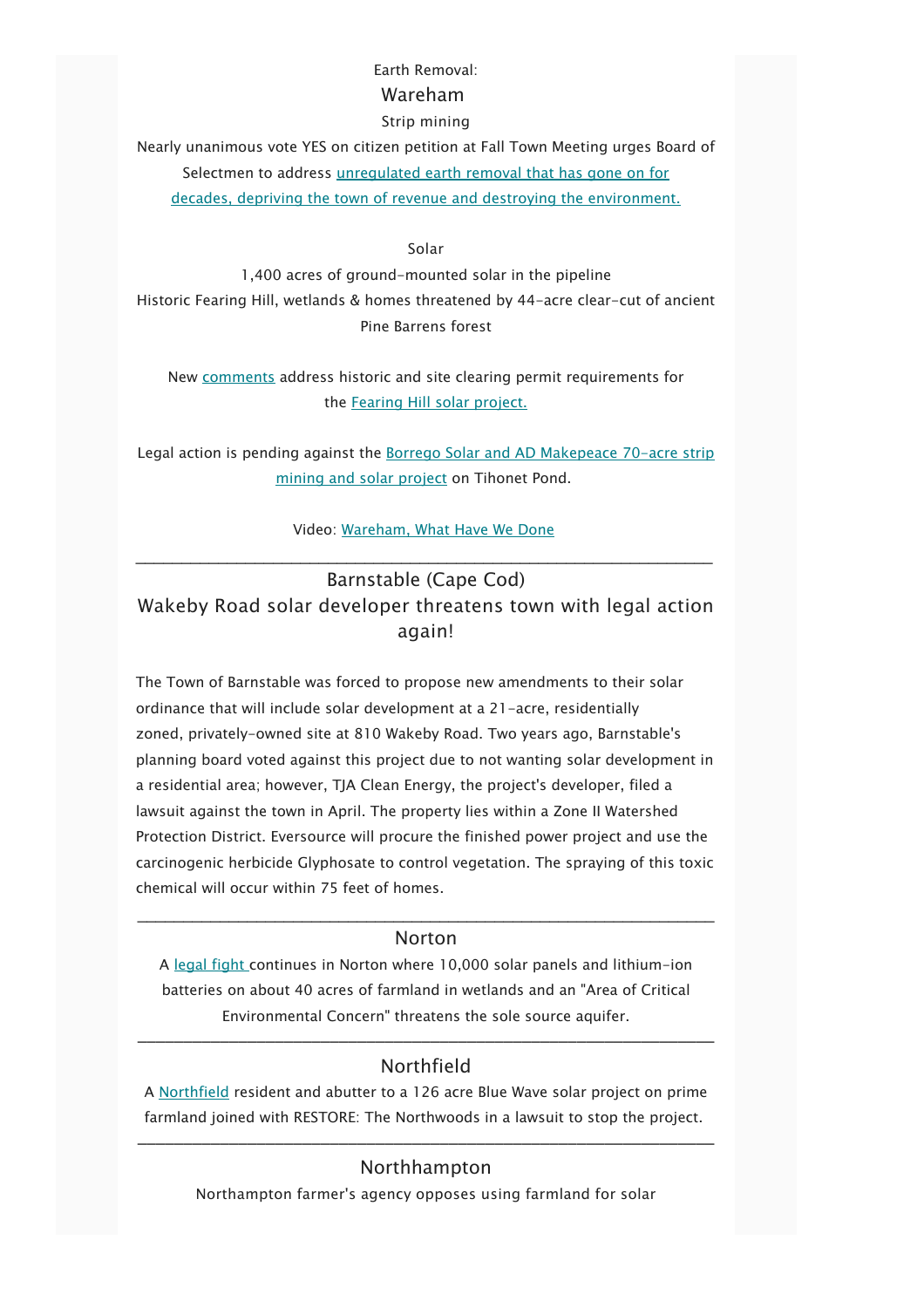Earth Removal:

## Wareham

Strip mining

Nearly unanimous vote YES on citizen petition at Fall Town Meeting urges Board of Selectmen to address unregulated earth removal that has gone on for decades, depriving the town of revenue and destroying the environment.

Solar

1,400 acres of ground-mounted solar in the pipeline
Historic Fearing Hill, wetlands & homes threatened by 44-acre clear-cut of ancient Pine Barrens forest

New comments address historic and site clearing permit requirements for the Fearing Hill solar project.

Legal action is pending against the Borrego Solar and AD Makepeace 70-acre strip mining and solar project on Tihonet Pond.

Video: Wareham, What Have We Done

---

## Barnstable (Cape Cod)

## Wakeby Road solar developer threatens town with legal action again!

The Town of Barnstable was forced to propose new amendments to their solar ordinance that will include solar development at a 21-acre, residentially zoned, privately-owned site at 810 Wakeby Road. Two years ago, Barnstable's planning board voted against this project due to not wanting solar development in a residential area; however, TJA Clean Energy, the project's developer, filed a lawsuit against the town in April. The property lies within a Zone II Watershed Protection District. Eversource will procure the finished power project and use the carcinogenic herbicide Glyphosate to control vegetation. The spraying of this toxic chemical will occur within 75 feet of homes.

---

## Norton

A legal fight continues in Norton where 10,000 solar panels and lithium-ion batteries on about 40 acres of farmland in wetlands and an "Area of Critical Environmental Concern" threatens the sole source aquifer.

---

## Northfield

A Northfield resident and abutter to a 126 acre Blue Wave solar project on prime farmland joined with RESTORE: The Northwoods in a lawsuit to stop the project.

---

## Northhampton

Northampton farmer's agency opposes using farmland for solar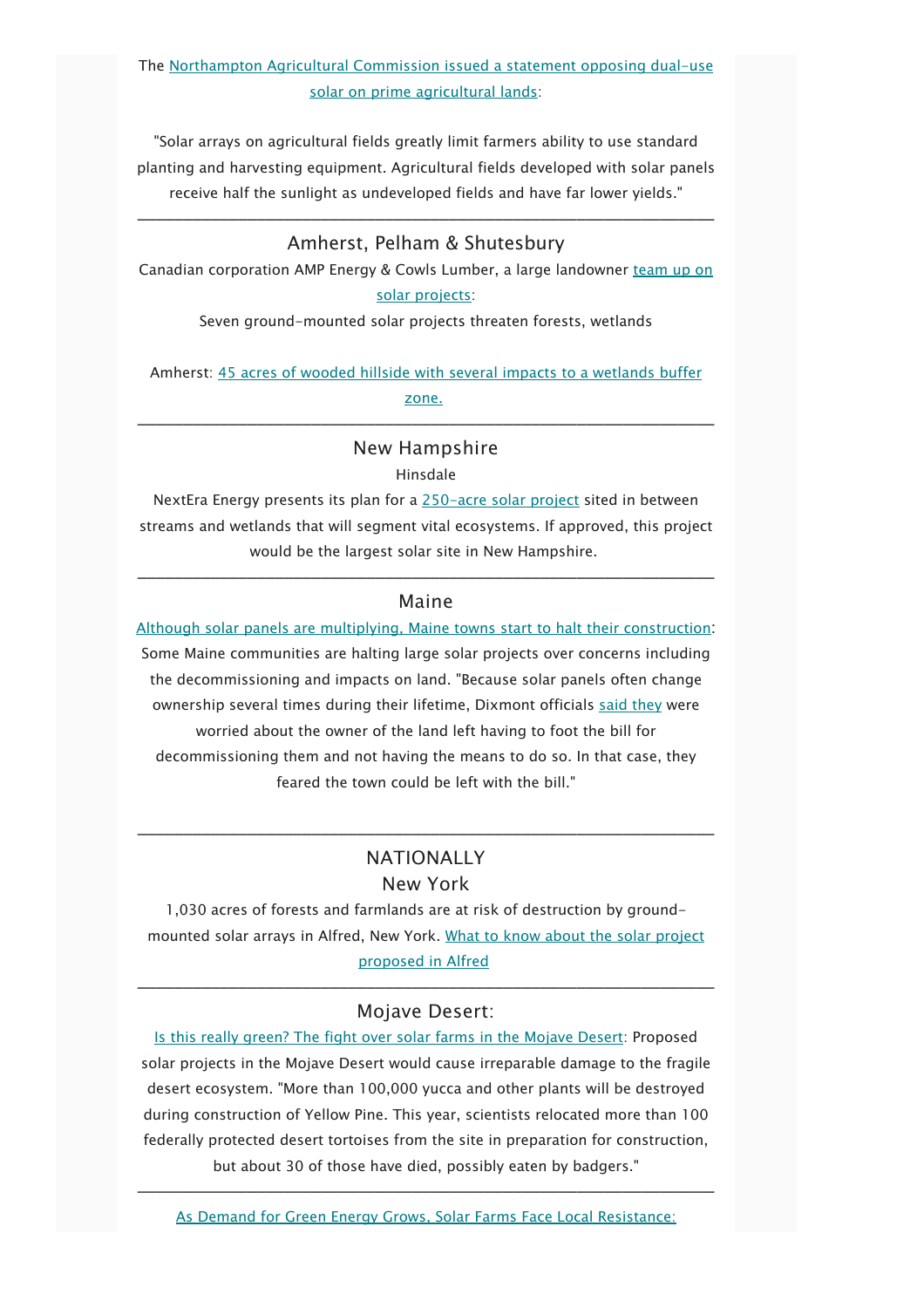The Northampton Agricultural Commission issued a statement opposing dual-use solar on prime agricultural lands:

"Solar arrays on agricultural fields greatly limit farmers ability to use standard planting and harvesting equipment. Agricultural fields developed with solar panels receive half the sunlight as undeveloped fields and have far lower yields."

---

## Amherst, Pelham & Shutesbury

Canadian corporation AMP Energy & Cowls Lumber, a large landowner team up on solar projects:

Seven ground-mounted solar projects threaten forests, wetlands

Amherst: 45 acres of wooded hillside with several impacts to a wetlands buffer zone.

---

## New Hampshire

Hinsdale

NextEra Energy presents its plan for a 250-acre solar project sited in between streams and wetlands that will segment vital ecosystems. If approved, this project would be the largest solar site in New Hampshire.

---

## Maine

Although solar panels are multiplying, Maine towns start to halt their construction: Some Maine communities are halting large solar projects over concerns including the decommissioning and impacts on land. "Because solar panels often change ownership several times during their lifetime, Dixmont officials said they were worried about the owner of the land left having to foot the bill for decommissioning them and not having the means to do so. In that case, they feared the town could be left with the bill."

---

## NATIONALLY

## New York

1,030 acres of forests and farmlands are at risk of destruction by ground-mounted solar arrays in Alfred, New York. What to know about the solar project proposed in Alfred

---

## Mojave Desert:

Is this really green? The fight over solar farms in the Mojave Desert: Proposed solar projects in the Mojave Desert would cause irreparable damage to the fragile desert ecosystem. "More than 100,000 yucca and other plants will be destroyed during construction of Yellow Pine. This year, scientists relocated more than 100 federally protected desert tortoises from the site in preparation for construction, but about 30 of those have died, possibly eaten by badgers."

---

As Demand for Green Energy Grows, Solar Farms Face Local Resistance: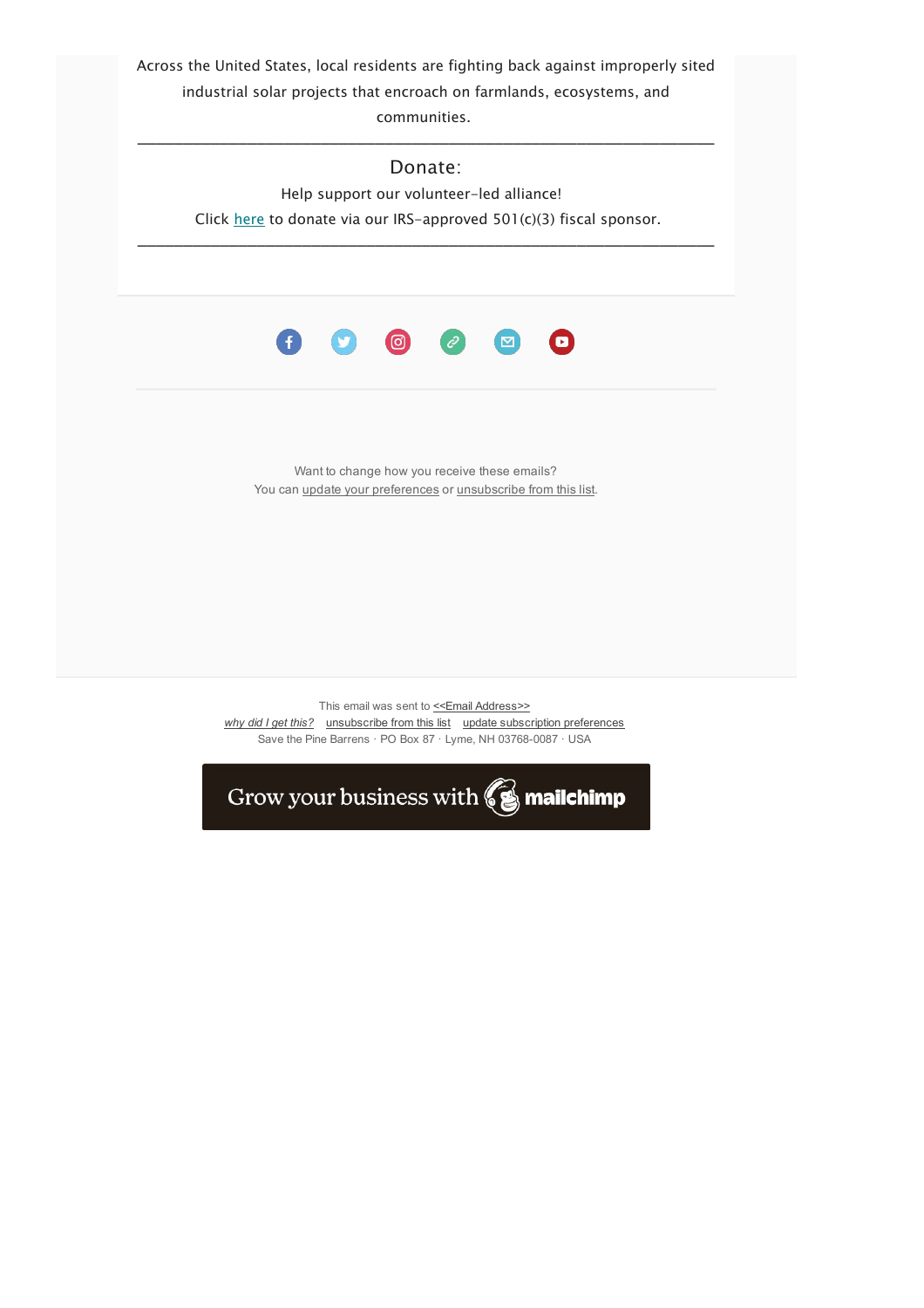Across the United States, local residents are fighting back against improperly sited industrial solar projects that encroach on farmlands, ecosystems, and communities.

---

## Donate:

Help support our volunteer-led alliance!

Click here to donate via our IRS-approved 501(c)(3) fiscal sponsor.

---

Want to change how you receive these emails?
You can update your preferences or unsubscribe from this list.

This email was sent to <<Email Address>>

*why did I get this?* unsubscribe from this list update subscription preferences

Save the Pine Barrens · PO Box 87 · Lyme, NH 03768-0087 · USA

Grow your business with mailchimp